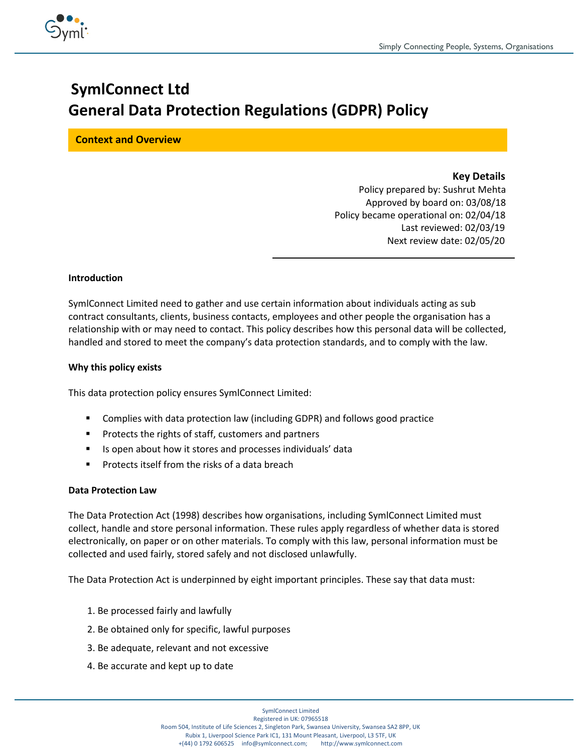# SymlConnect Ltd
# General Data Protection Regulations (GDPR) Policy

## Context and Overview

**Key Details**

Policy prepared by: Sushrut Mehta
Approved by board on: 03/08/18
Policy became operational on: 02/04/18
Last reviewed: 02/03/19
Next review date: 02/05/20

### Introduction

SymlConnect Limited need to gather and use certain information about individuals acting as sub contract consultants, clients, business contacts, employees and other people the organisation has a relationship with or may need to contact. This policy describes how this personal data will be collected, handled and stored to meet the company's data protection standards, and to comply with the law.

### Why this policy exists

This data protection policy ensures SymlConnect Limited:

- Complies with data protection law (including GDPR) and follows good practice
- Protects the rights of staff, customers and partners
- Is open about how it stores and processes individuals' data
- Protects itself from the risks of a data breach

### Data Protection Law

The Data Protection Act (1998) describes how organisations, including SymlConnect Limited must collect, handle and store personal information. These rules apply regardless of whether data is stored electronically, on paper or on other materials. To comply with this law, personal information must be collected and used fairly, stored safely and not disclosed unlawfully.

The Data Protection Act is underpinned by eight important principles. These say that data must:

1. Be processed fairly and lawfully
2. Be obtained only for specific, lawful purposes
3. Be adequate, relevant and not excessive
4. Be accurate and kept up to date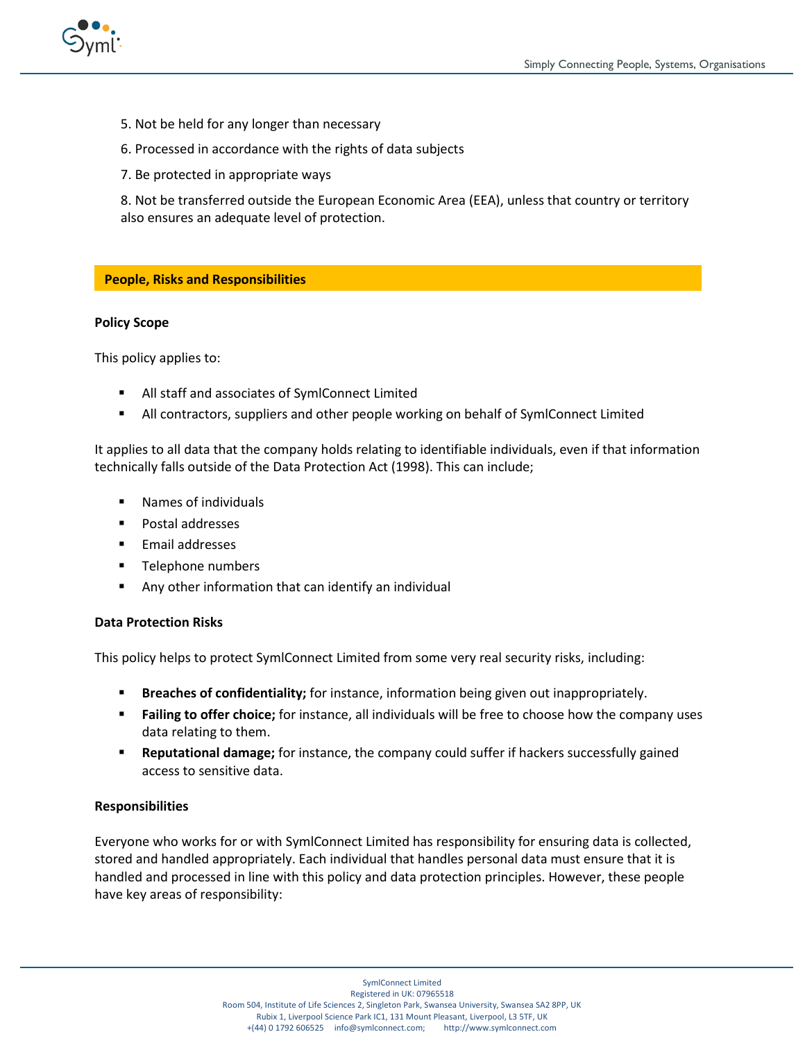5. Not be held for any longer than necessary

6. Processed in accordance with the rights of data subjects

7. Be protected in appropriate ways

8. Not be transferred outside the European Economic Area (EEA), unless that country or territory also ensures an adequate level of protection.

## People, Risks and Responsibilities

### Policy Scope

This policy applies to:

- All staff and associates of SymlConnect Limited
- All contractors, suppliers and other people working on behalf of SymlConnect Limited

It applies to all data that the company holds relating to identifiable individuals, even if that information technically falls outside of the Data Protection Act (1998). This can include;

- Names of individuals
- Postal addresses
- Email addresses
- Telephone numbers
- Any other information that can identify an individual

### Data Protection Risks

This policy helps to protect SymlConnect Limited from some very real security risks, including:

- **Breaches of confidentiality;** for instance, information being given out inappropriately.
- **Failing to offer choice;** for instance, all individuals will be free to choose how the company uses data relating to them.
- **Reputational damage;** for instance, the company could suffer if hackers successfully gained access to sensitive data.

### Responsibilities

Everyone who works for or with SymlConnect Limited has responsibility for ensuring data is collected, stored and handled appropriately. Each individual that handles personal data must ensure that it is handled and processed in line with this policy and data protection principles. However, these people have key areas of responsibility: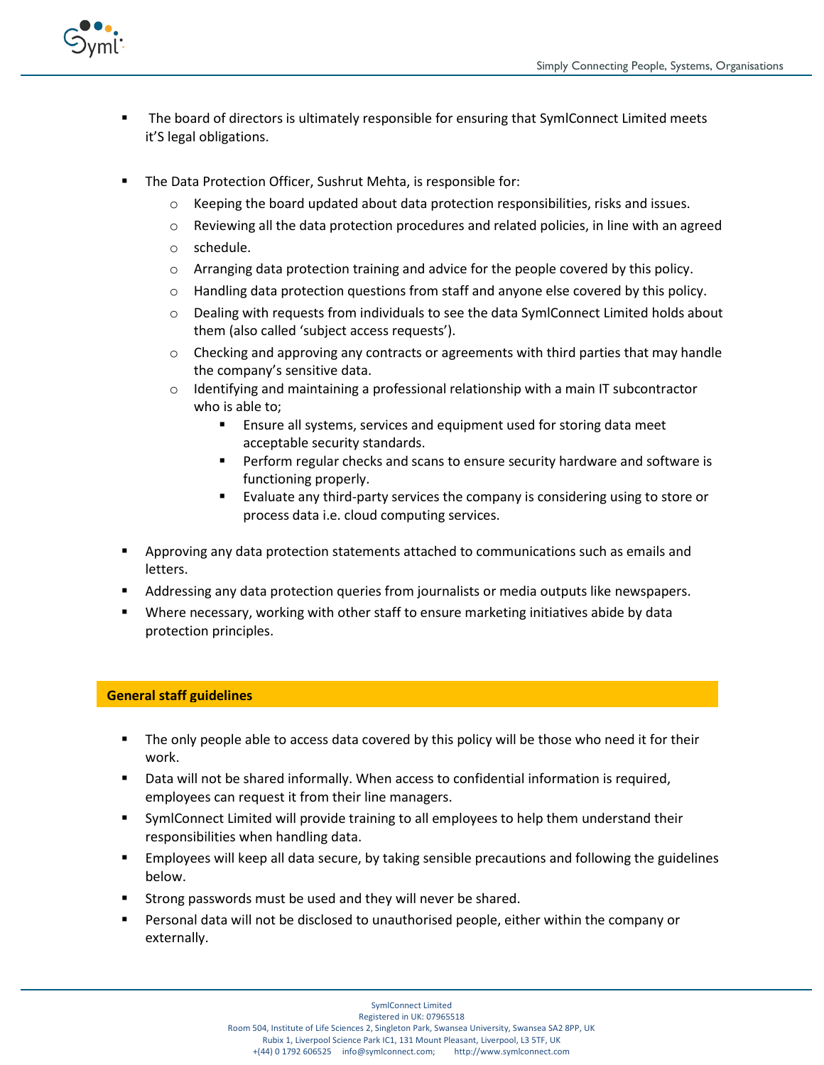- The board of directors is ultimately responsible for ensuring that SymlConnect Limited meets it'S legal obligations.

- The Data Protection Officer, Sushrut Mehta, is responsible for:
  - Keeping the board updated about data protection responsibilities, risks and issues.
  - Reviewing all the data protection procedures and related policies, in line with an agreed
  - schedule.
  - Arranging data protection training and advice for the people covered by this policy.
  - Handling data protection questions from staff and anyone else covered by this policy.
  - Dealing with requests from individuals to see the data SymlConnect Limited holds about them (also called 'subject access requests').
  - Checking and approving any contracts or agreements with third parties that may handle the company's sensitive data.
  - Identifying and maintaining a professional relationship with a main IT subcontractor who is able to;
    - Ensure all systems, services and equipment used for storing data meet acceptable security standards.
    - Perform regular checks and scans to ensure security hardware and software is functioning properly.
    - Evaluate any third-party services the company is considering using to store or process data i.e. cloud computing services.

- Approving any data protection statements attached to communications such as emails and letters.
- Addressing any data protection queries from journalists or media outputs like newspapers.
- Where necessary, working with other staff to ensure marketing initiatives abide by data protection principles.

## General staff guidelines

- The only people able to access data covered by this policy will be those who need it for their work.
- Data will not be shared informally. When access to confidential information is required, employees can request it from their line managers.
- SymlConnect Limited will provide training to all employees to help them understand their responsibilities when handling data.
- Employees will keep all data secure, by taking sensible precautions and following the guidelines below.
- Strong passwords must be used and they will never be shared.
- Personal data will not be disclosed to unauthorised people, either within the company or externally.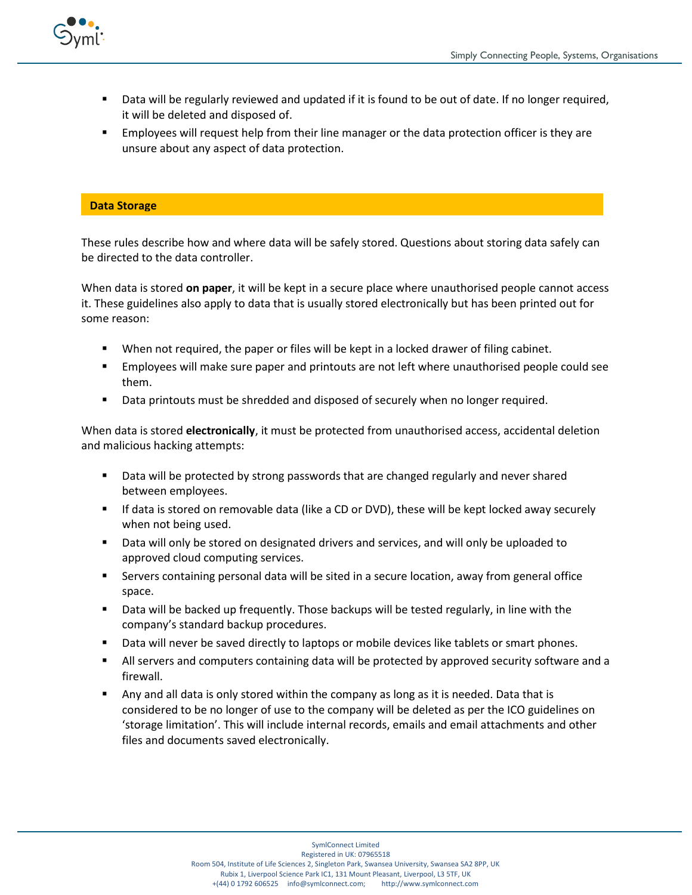- Data will be regularly reviewed and updated if it is found to be out of date. If no longer required, it will be deleted and disposed of.
- Employees will request help from their line manager or the data protection officer is they are unsure about any aspect of data protection.

## Data Storage

These rules describe how and where data will be safely stored. Questions about storing data safely can be directed to the data controller.

When data is stored **on paper**, it will be kept in a secure place where unauthorised people cannot access it. These guidelines also apply to data that is usually stored electronically but has been printed out for some reason:

- When not required, the paper or files will be kept in a locked drawer of filing cabinet.
- Employees will make sure paper and printouts are not left where unauthorised people could see them.
- Data printouts must be shredded and disposed of securely when no longer required.

When data is stored **electronically**, it must be protected from unauthorised access, accidental deletion and malicious hacking attempts:

- Data will be protected by strong passwords that are changed regularly and never shared between employees.
- If data is stored on removable data (like a CD or DVD), these will be kept locked away securely when not being used.
- Data will only be stored on designated drivers and services, and will only be uploaded to approved cloud computing services.
- Servers containing personal data will be sited in a secure location, away from general office space.
- Data will be backed up frequently. Those backups will be tested regularly, in line with the company's standard backup procedures.
- Data will never be saved directly to laptops or mobile devices like tablets or smart phones.
- All servers and computers containing data will be protected by approved security software and a firewall.
- Any and all data is only stored within the company as long as it is needed. Data that is considered to be no longer of use to the company will be deleted as per the ICO guidelines on 'storage limitation'. This will include internal records, emails and email attachments and other files and documents saved electronically.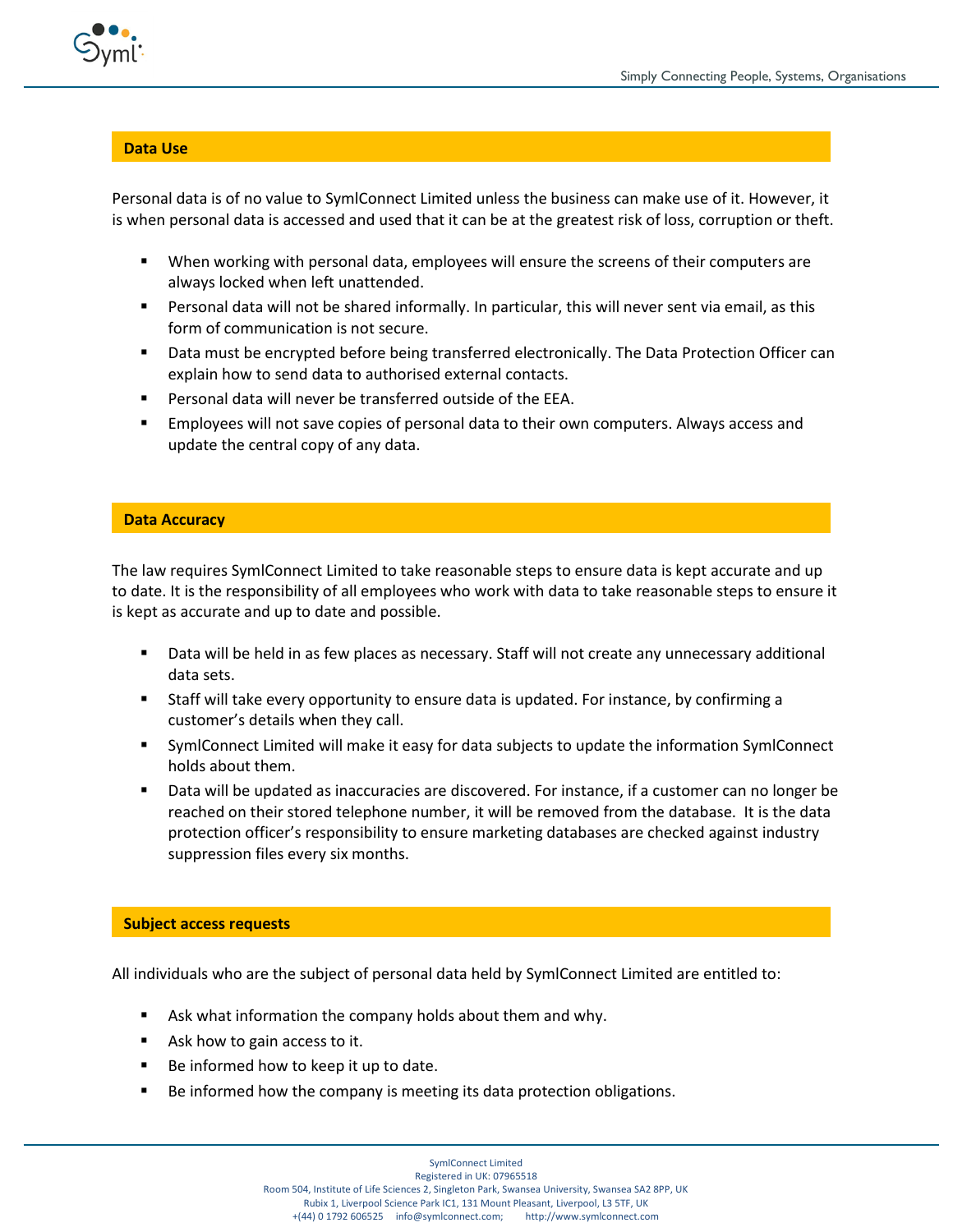## Data Use

Personal data is of no value to SymlConnect Limited unless the business can make use of it. However, it is when personal data is accessed and used that it can be at the greatest risk of loss, corruption or theft.

- When working with personal data, employees will ensure the screens of their computers are always locked when left unattended.
- Personal data will not be shared informally. In particular, this will never sent via email, as this form of communication is not secure.
- Data must be encrypted before being transferred electronically. The Data Protection Officer can explain how to send data to authorised external contacts.
- Personal data will never be transferred outside of the EEA.
- Employees will not save copies of personal data to their own computers. Always access and update the central copy of any data.

## Data Accuracy

The law requires SymlConnect Limited to take reasonable steps to ensure data is kept accurate and up to date. It is the responsibility of all employees who work with data to take reasonable steps to ensure it is kept as accurate and up to date and possible.

- Data will be held in as few places as necessary. Staff will not create any unnecessary additional data sets.
- Staff will take every opportunity to ensure data is updated. For instance, by confirming a customer's details when they call.
- SymlConnect Limited will make it easy for data subjects to update the information SymlConnect holds about them.
- Data will be updated as inaccuracies are discovered. For instance, if a customer can no longer be reached on their stored telephone number, it will be removed from the database. It is the data protection officer's responsibility to ensure marketing databases are checked against industry suppression files every six months.

## Subject access requests

All individuals who are the subject of personal data held by SymlConnect Limited are entitled to:

- Ask what information the company holds about them and why.
- Ask how to gain access to it.
- Be informed how to keep it up to date.
- Be informed how the company is meeting its data protection obligations.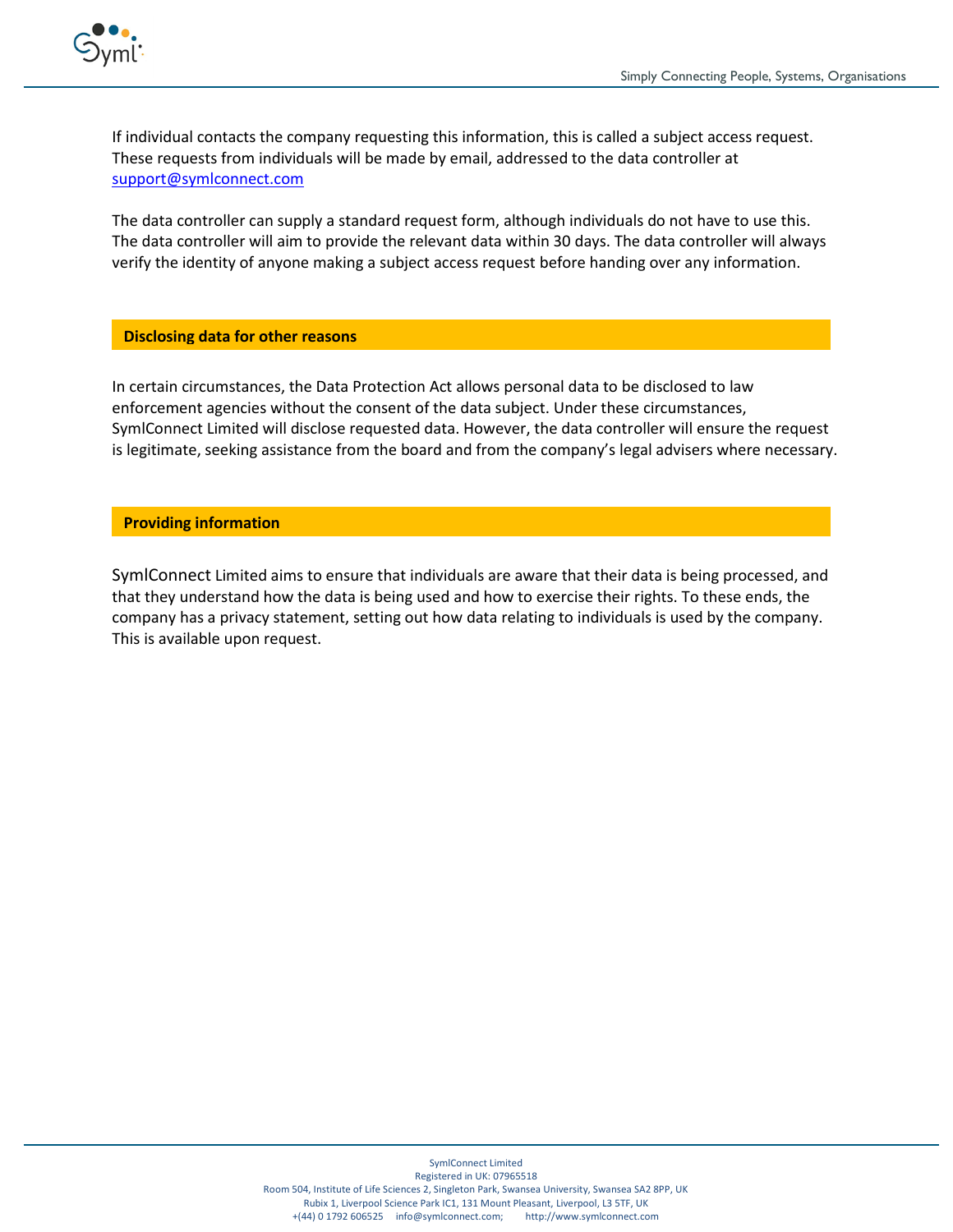If individual contacts the company requesting this information, this is called a subject access request. These requests from individuals will be made by email, addressed to the data controller at support@symlconnect.com

The data controller can supply a standard request form, although individuals do not have to use this. The data controller will aim to provide the relevant data within 30 days. The data controller will always verify the identity of anyone making a subject access request before handing over any information.

## Disclosing data for other reasons

In certain circumstances, the Data Protection Act allows personal data to be disclosed to law enforcement agencies without the consent of the data subject. Under these circumstances, SymlConnect Limited will disclose requested data. However, the data controller will ensure the request is legitimate, seeking assistance from the board and from the company's legal advisers where necessary.

## Providing information

SymlConnect Limited aims to ensure that individuals are aware that their data is being processed, and that they understand how the data is being used and how to exercise their rights. To these ends, the company has a privacy statement, setting out how data relating to individuals is used by the company. This is available upon request.